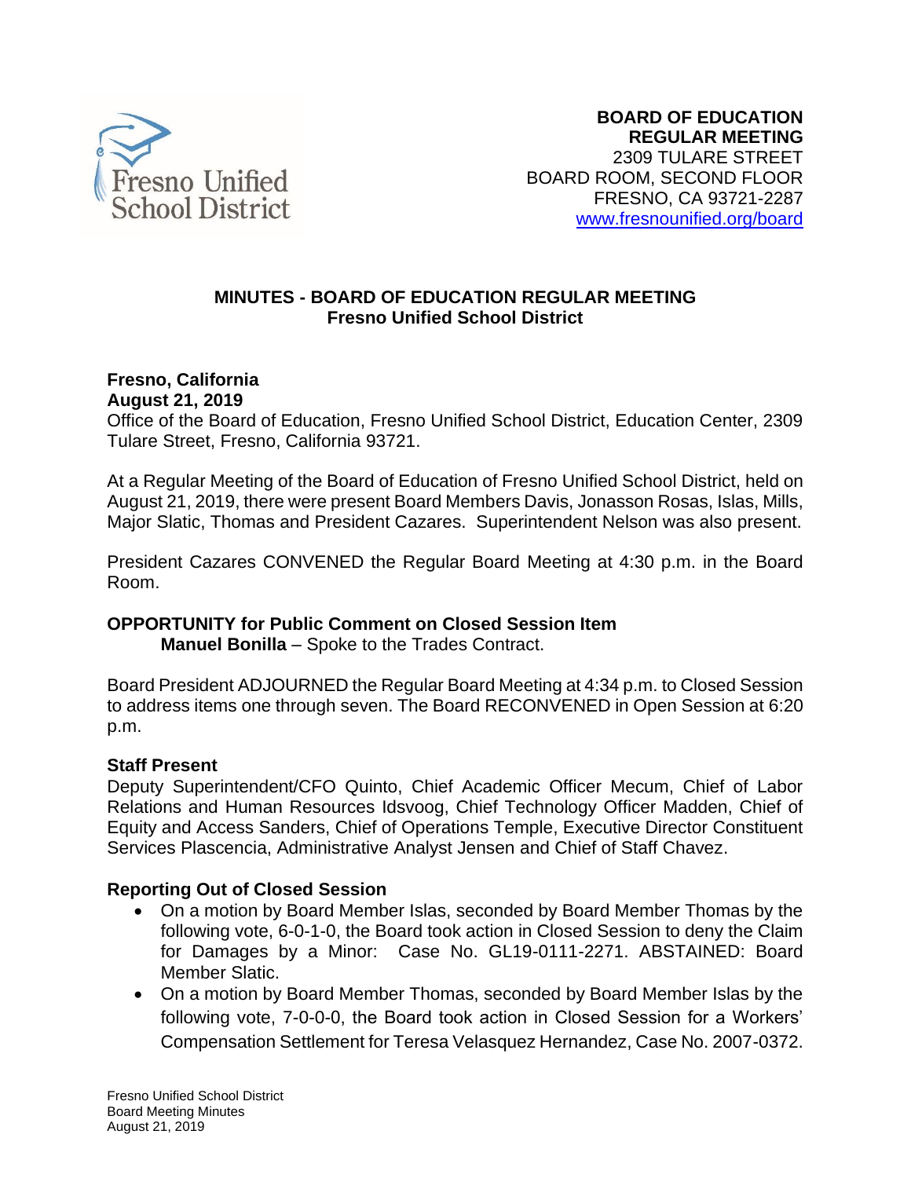**BOARD OF EDUCATION**
**REGULAR MEETING**
2309 TULARE STREET
BOARD ROOM, SECOND FLOOR
FRESNO, CA 93721-2287
www.fresnounified.org/board

# MINUTES - BOARD OF EDUCATION REGULAR MEETING
## Fresno Unified School District

**Fresno, California**
**August 21, 2019**
Office of the Board of Education, Fresno Unified School District, Education Center, 2309 Tulare Street, Fresno, California 93721.

At a Regular Meeting of the Board of Education of Fresno Unified School District, held on August 21, 2019, there were present Board Members Davis, Jonasson Rosas, Islas, Mills, Major Slatic, Thomas and President Cazares. Superintendent Nelson was also present.

President Cazares CONVENED the Regular Board Meeting at 4:30 p.m. in the Board Room.

**OPPORTUNITY for Public Comment on Closed Session Item**
**Manuel Bonilla** – Spoke to the Trades Contract.

Board President ADJOURNED the Regular Board Meeting at 4:34 p.m. to Closed Session to address items one through seven. The Board RECONVENED in Open Session at 6:20 p.m.

**Staff Present**
Deputy Superintendent/CFO Quinto, Chief Academic Officer Mecum, Chief of Labor Relations and Human Resources Idsvoog, Chief Technology Officer Madden, Chief of Equity and Access Sanders, Chief of Operations Temple, Executive Director Constituent Services Plascencia, Administrative Analyst Jensen and Chief of Staff Chavez.

**Reporting Out of Closed Session**

- On a motion by Board Member Islas, seconded by Board Member Thomas by the following vote, 6-0-1-0, the Board took action in Closed Session to deny the Claim for Damages by a Minor: Case No. GL19-0111-2271. ABSTAINED: Board Member Slatic.
- On a motion by Board Member Thomas, seconded by Board Member Islas by the following vote, 7-0-0-0, the Board took action in Closed Session for a Workers' Compensation Settlement for Teresa Velasquez Hernandez, Case No. 2007-0372.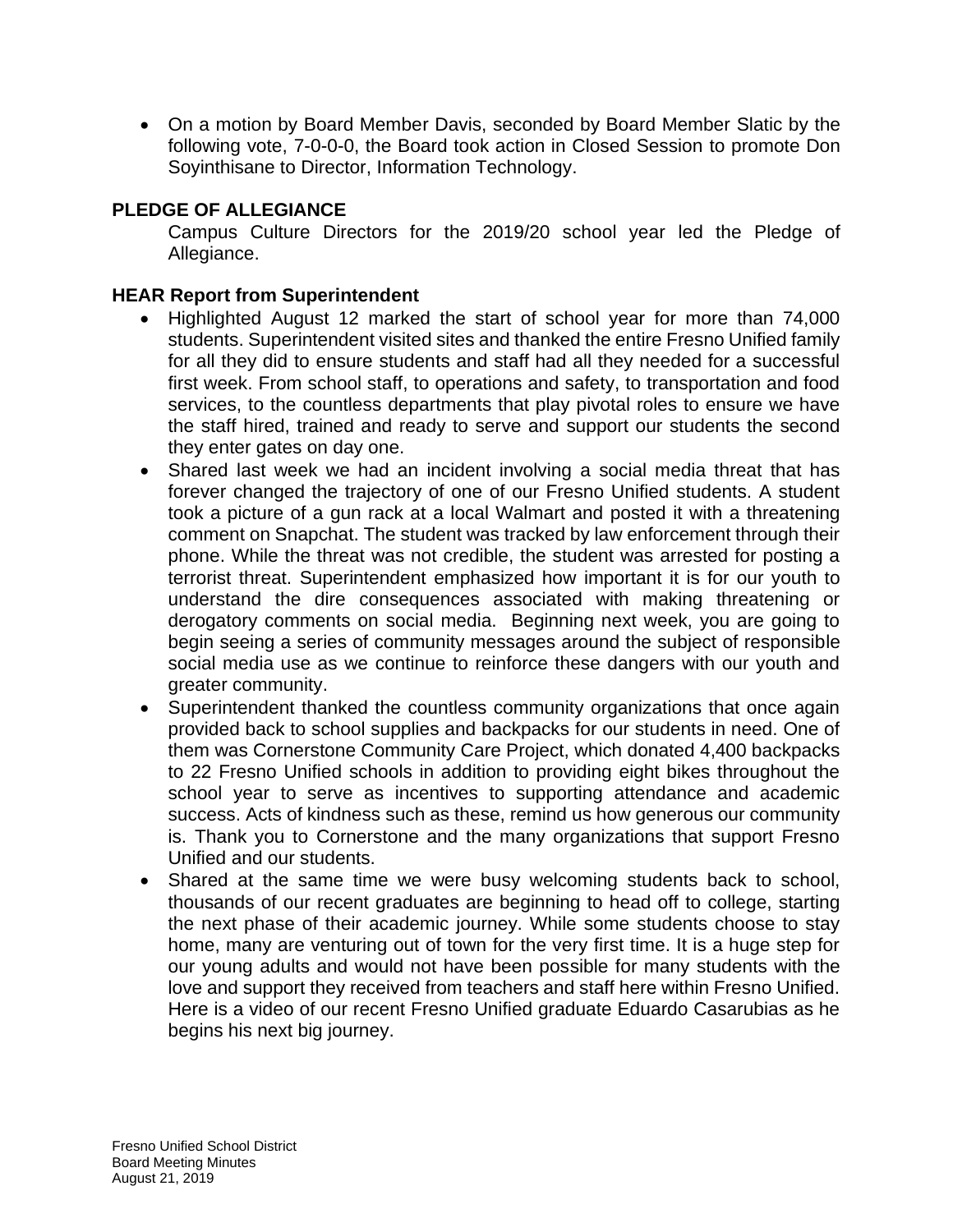- On a motion by Board Member Davis, seconded by Board Member Slatic by the following vote, 7-0-0-0, the Board took action in Closed Session to promote Don Soyinthisane to Director, Information Technology.

**PLEDGE OF ALLEGIANCE**

Campus Culture Directors for the 2019/20 school year led the Pledge of Allegiance.

**HEAR Report from Superintendent**

- Highlighted August 12 marked the start of school year for more than 74,000 students. Superintendent visited sites and thanked the entire Fresno Unified family for all they did to ensure students and staff had all they needed for a successful first week. From school staff, to operations and safety, to transportation and food services, to the countless departments that play pivotal roles to ensure we have the staff hired, trained and ready to serve and support our students the second they enter gates on day one.
- Shared last week we had an incident involving a social media threat that has forever changed the trajectory of one of our Fresno Unified students. A student took a picture of a gun rack at a local Walmart and posted it with a threatening comment on Snapchat. The student was tracked by law enforcement through their phone. While the threat was not credible, the student was arrested for posting a terrorist threat. Superintendent emphasized how important it is for our youth to understand the dire consequences associated with making threatening or derogatory comments on social media. Beginning next week, you are going to begin seeing a series of community messages around the subject of responsible social media use as we continue to reinforce these dangers with our youth and greater community.
- Superintendent thanked the countless community organizations that once again provided back to school supplies and backpacks for our students in need. One of them was Cornerstone Community Care Project, which donated 4,400 backpacks to 22 Fresno Unified schools in addition to providing eight bikes throughout the school year to serve as incentives to supporting attendance and academic success. Acts of kindness such as these, remind us how generous our community is. Thank you to Cornerstone and the many organizations that support Fresno Unified and our students.
- Shared at the same time we were busy welcoming students back to school, thousands of our recent graduates are beginning to head off to college, starting the next phase of their academic journey. While some students choose to stay home, many are venturing out of town for the very first time. It is a huge step for our young adults and would not have been possible for many students with the love and support they received from teachers and staff here within Fresno Unified. Here is a video of our recent Fresno Unified graduate Eduardo Casarubias as he begins his next big journey.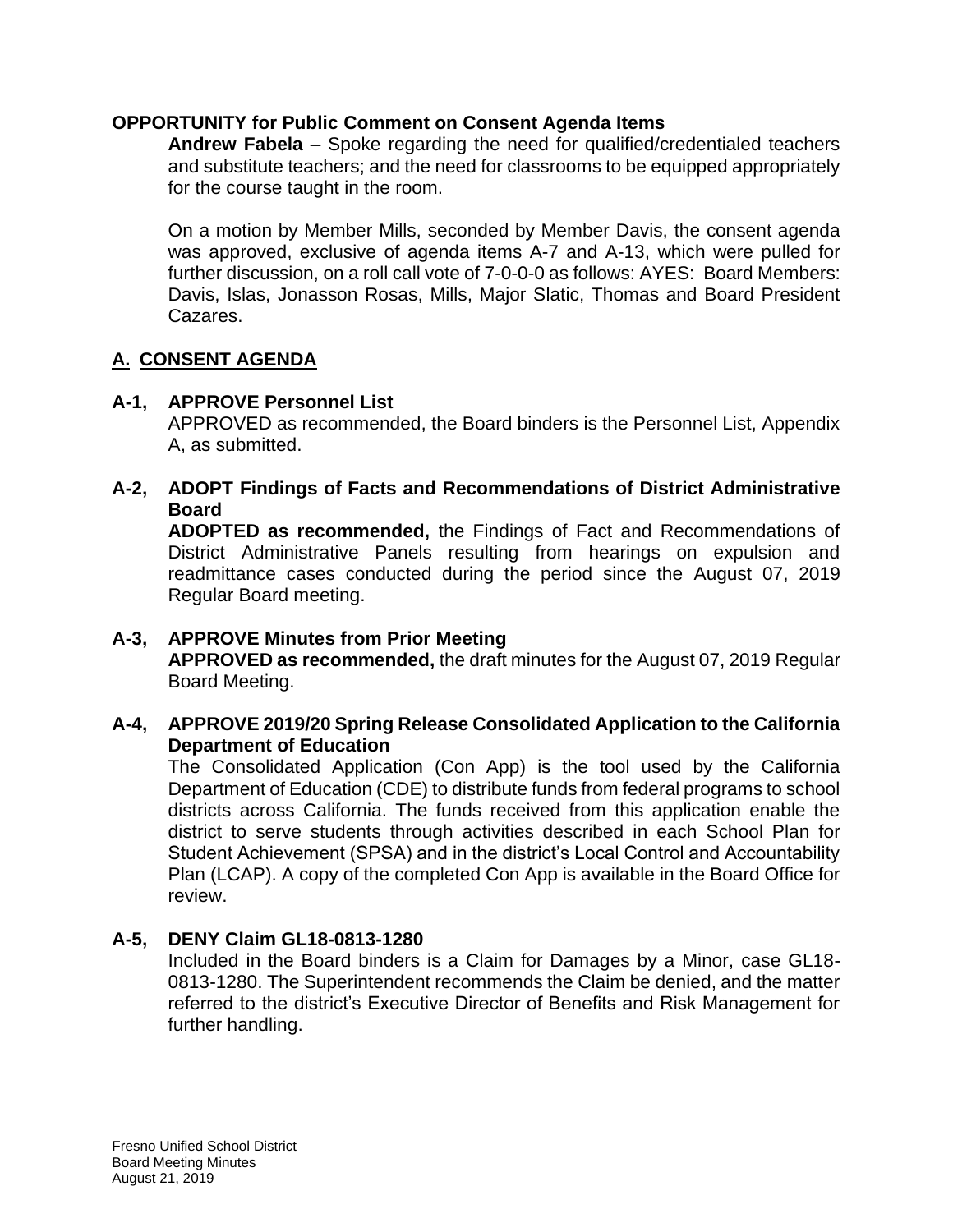**OPPORTUNITY for Public Comment on Consent Agenda Items**

**Andrew Fabela** – Spoke regarding the need for qualified/credentialed teachers and substitute teachers; and the need for classrooms to be equipped appropriately for the course taught in the room.

On a motion by Member Mills, seconded by Member Davis, the consent agenda was approved, exclusive of agenda items A-7 and A-13, which were pulled for further discussion, on a roll call vote of 7-0-0-0 as follows: AYES: Board Members: Davis, Islas, Jonasson Rosas, Mills, Major Slatic, Thomas and Board President Cazares.

## A. CONSENT AGENDA

**A-1, APPROVE Personnel List**

APPROVED as recommended, the Board binders is the Personnel List, Appendix A, as submitted.

**A-2, ADOPT Findings of Facts and Recommendations of District Administrative Board**

**ADOPTED as recommended,** the Findings of Fact and Recommendations of District Administrative Panels resulting from hearings on expulsion and readmittance cases conducted during the period since the August 07, 2019 Regular Board meeting.

**A-3, APPROVE Minutes from Prior Meeting**

**APPROVED as recommended,** the draft minutes for the August 07, 2019 Regular Board Meeting.

**A-4, APPROVE 2019/20 Spring Release Consolidated Application to the California Department of Education**

The Consolidated Application (Con App) is the tool used by the California Department of Education (CDE) to distribute funds from federal programs to school districts across California. The funds received from this application enable the district to serve students through activities described in each School Plan for Student Achievement (SPSA) and in the district's Local Control and Accountability Plan (LCAP). A copy of the completed Con App is available in the Board Office for review.

**A-5, DENY Claim GL18-0813-1280**

Included in the Board binders is a Claim for Damages by a Minor, case GL18-0813-1280. The Superintendent recommends the Claim be denied, and the matter referred to the district's Executive Director of Benefits and Risk Management for further handling.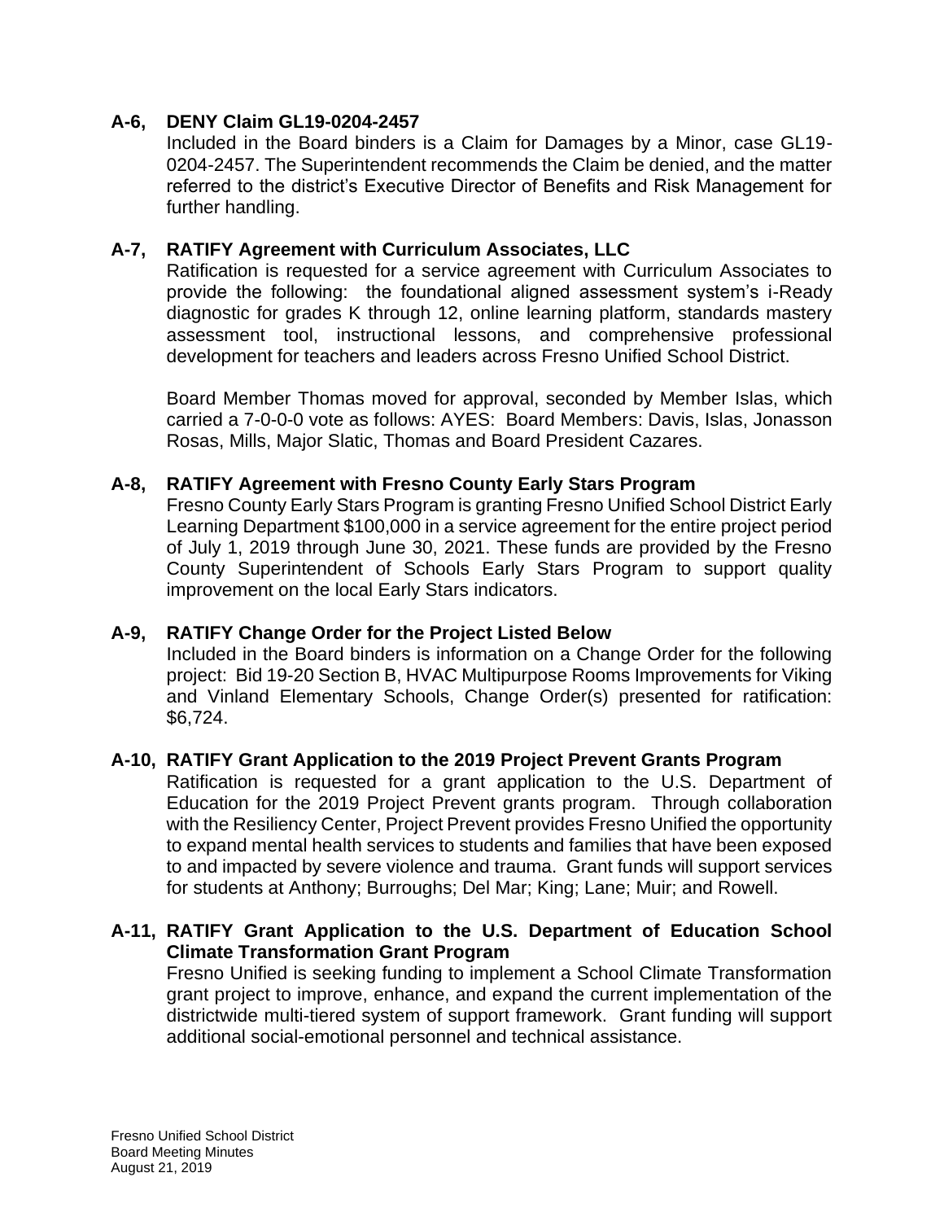**A-6, DENY Claim GL19-0204-2457**

Included in the Board binders is a Claim for Damages by a Minor, case GL19-0204-2457. The Superintendent recommends the Claim be denied, and the matter referred to the district's Executive Director of Benefits and Risk Management for further handling.

**A-7, RATIFY Agreement with Curriculum Associates, LLC**

Ratification is requested for a service agreement with Curriculum Associates to provide the following: the foundational aligned assessment system's i-Ready diagnostic for grades K through 12, online learning platform, standards mastery assessment tool, instructional lessons, and comprehensive professional development for teachers and leaders across Fresno Unified School District.

Board Member Thomas moved for approval, seconded by Member Islas, which carried a 7-0-0-0 vote as follows: AYES: Board Members: Davis, Islas, Jonasson Rosas, Mills, Major Slatic, Thomas and Board President Cazares.

**A-8, RATIFY Agreement with Fresno County Early Stars Program**

Fresno County Early Stars Program is granting Fresno Unified School District Early Learning Department $100,000 in a service agreement for the entire project period of July 1, 2019 through June 30, 2021. These funds are provided by the Fresno County Superintendent of Schools Early Stars Program to support quality improvement on the local Early Stars indicators.

**A-9, RATIFY Change Order for the Project Listed Below**

Included in the Board binders is information on a Change Order for the following project: Bid 19-20 Section B, HVAC Multipurpose Rooms Improvements for Viking and Vinland Elementary Schools, Change Order(s) presented for ratification: $6,724.

**A-10, RATIFY Grant Application to the 2019 Project Prevent Grants Program**

Ratification is requested for a grant application to the U.S. Department of Education for the 2019 Project Prevent grants program. Through collaboration with the Resiliency Center, Project Prevent provides Fresno Unified the opportunity to expand mental health services to students and families that have been exposed to and impacted by severe violence and trauma. Grant funds will support services for students at Anthony; Burroughs; Del Mar; King; Lane; Muir; and Rowell.

**A-11, RATIFY Grant Application to the U.S. Department of Education School Climate Transformation Grant Program**

Fresno Unified is seeking funding to implement a School Climate Transformation grant project to improve, enhance, and expand the current implementation of the districtwide multi-tiered system of support framework. Grant funding will support additional social-emotional personnel and technical assistance.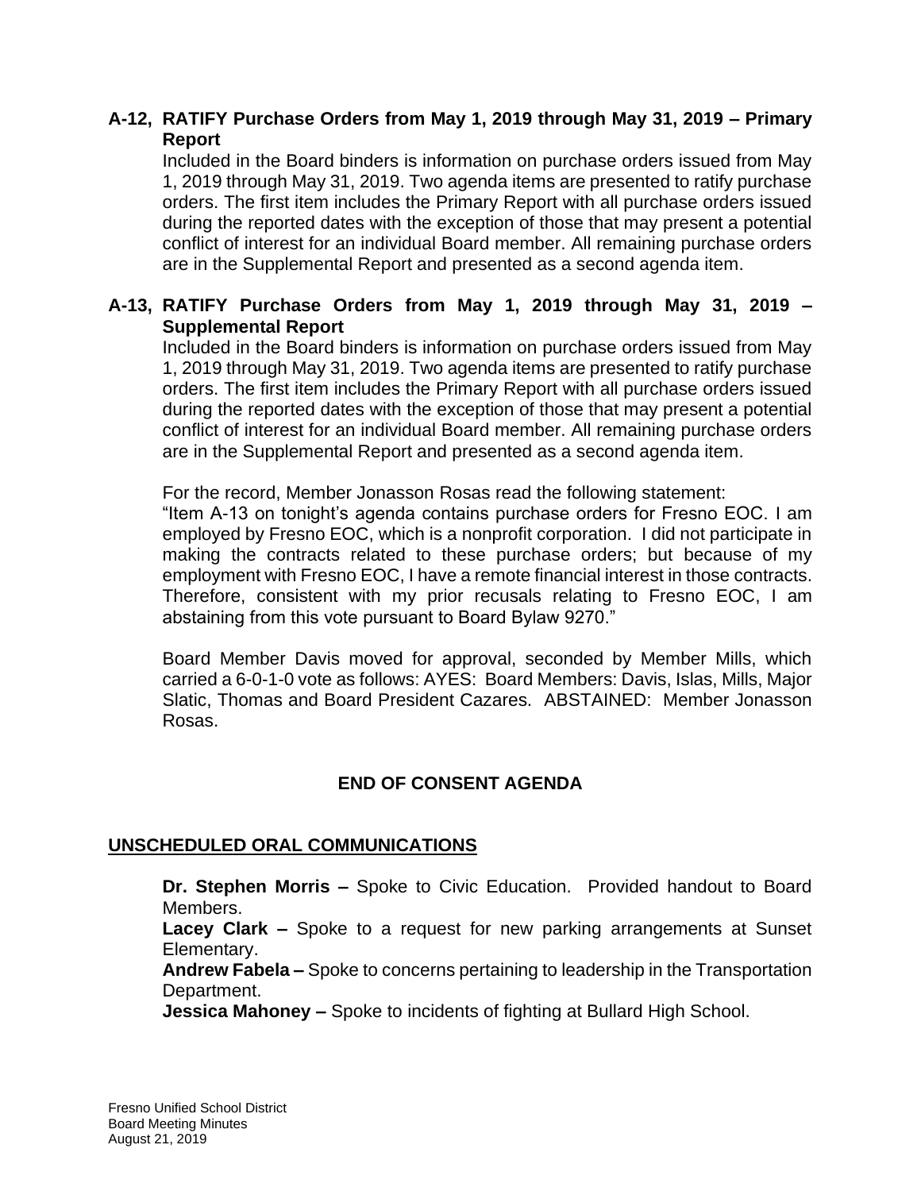**A-12, RATIFY Purchase Orders from May 1, 2019 through May 31, 2019 – Primary Report**

Included in the Board binders is information on purchase orders issued from May 1, 2019 through May 31, 2019. Two agenda items are presented to ratify purchase orders. The first item includes the Primary Report with all purchase orders issued during the reported dates with the exception of those that may present a potential conflict of interest for an individual Board member. All remaining purchase orders are in the Supplemental Report and presented as a second agenda item.

**A-13, RATIFY Purchase Orders from May 1, 2019 through May 31, 2019 – Supplemental Report**

Included in the Board binders is information on purchase orders issued from May 1, 2019 through May 31, 2019. Two agenda items are presented to ratify purchase orders. The first item includes the Primary Report with all purchase orders issued during the reported dates with the exception of those that may present a potential conflict of interest for an individual Board member. All remaining purchase orders are in the Supplemental Report and presented as a second agenda item.

For the record, Member Jonasson Rosas read the following statement:
"Item A-13 on tonight's agenda contains purchase orders for Fresno EOC. I am employed by Fresno EOC, which is a nonprofit corporation. I did not participate in making the contracts related to these purchase orders; but because of my employment with Fresno EOC, I have a remote financial interest in those contracts. Therefore, consistent with my prior recusals relating to Fresno EOC, I am abstaining from this vote pursuant to Board Bylaw 9270."

Board Member Davis moved for approval, seconded by Member Mills, which carried a 6-0-1-0 vote as follows: AYES: Board Members: Davis, Islas, Mills, Major Slatic, Thomas and Board President Cazares. ABSTAINED: Member Jonasson Rosas.

## END OF CONSENT AGENDA

## UNSCHEDULED ORAL COMMUNICATIONS

**Dr. Stephen Morris –** Spoke to Civic Education. Provided handout to Board Members.
**Lacey Clark –** Spoke to a request for new parking arrangements at Sunset Elementary.
**Andrew Fabela –** Spoke to concerns pertaining to leadership in the Transportation Department.
**Jessica Mahoney –** Spoke to incidents of fighting at Bullard High School.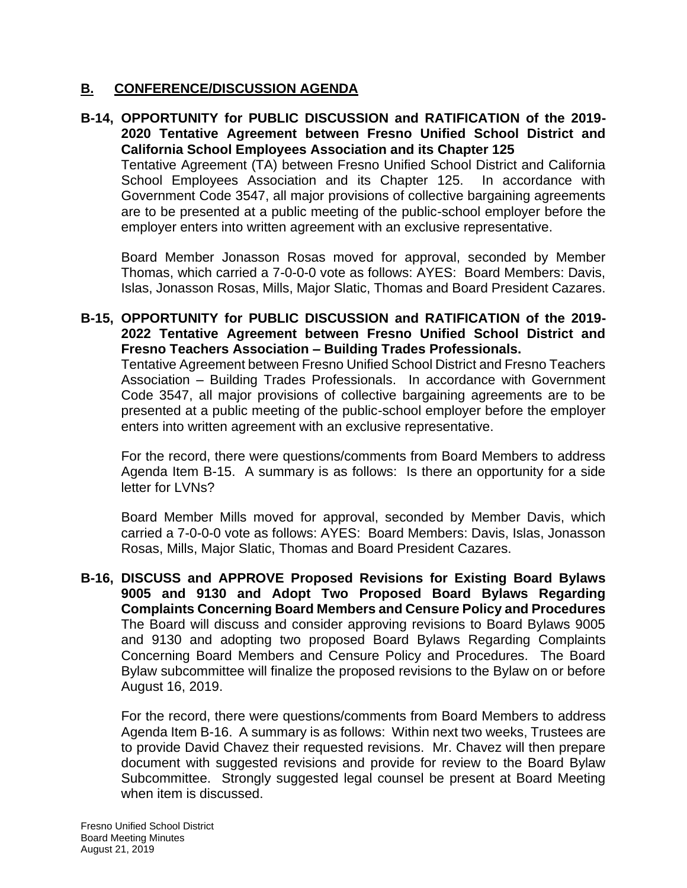## B. CONFERENCE/DISCUSSION AGENDA

**B-14, OPPORTUNITY for PUBLIC DISCUSSION and RATIFICATION of the 2019-2020 Tentative Agreement between Fresno Unified School District and California School Employees Association and its Chapter 125**

Tentative Agreement (TA) between Fresno Unified School District and California School Employees Association and its Chapter 125. In accordance with Government Code 3547, all major provisions of collective bargaining agreements are to be presented at a public meeting of the public-school employer before the employer enters into written agreement with an exclusive representative.

Board Member Jonasson Rosas moved for approval, seconded by Member Thomas, which carried a 7-0-0-0 vote as follows: AYES: Board Members: Davis, Islas, Jonasson Rosas, Mills, Major Slatic, Thomas and Board President Cazares.

**B-15, OPPORTUNITY for PUBLIC DISCUSSION and RATIFICATION of the 2019-2022 Tentative Agreement between Fresno Unified School District and Fresno Teachers Association – Building Trades Professionals.**

Tentative Agreement between Fresno Unified School District and Fresno Teachers Association – Building Trades Professionals. In accordance with Government Code 3547, all major provisions of collective bargaining agreements are to be presented at a public meeting of the public-school employer before the employer enters into written agreement with an exclusive representative.

For the record, there were questions/comments from Board Members to address Agenda Item B-15. A summary is as follows: Is there an opportunity for a side letter for LVNs?

Board Member Mills moved for approval, seconded by Member Davis, which carried a 7-0-0-0 vote as follows: AYES: Board Members: Davis, Islas, Jonasson Rosas, Mills, Major Slatic, Thomas and Board President Cazares.

**B-16, DISCUSS and APPROVE Proposed Revisions for Existing Board Bylaws 9005 and 9130 and Adopt Two Proposed Board Bylaws Regarding Complaints Concerning Board Members and Censure Policy and Procedures**

The Board will discuss and consider approving revisions to Board Bylaws 9005 and 9130 and adopting two proposed Board Bylaws Regarding Complaints Concerning Board Members and Censure Policy and Procedures. The Board Bylaw subcommittee will finalize the proposed revisions to the Bylaw on or before August 16, 2019.

For the record, there were questions/comments from Board Members to address Agenda Item B-16. A summary is as follows: Within next two weeks, Trustees are to provide David Chavez their requested revisions. Mr. Chavez will then prepare document with suggested revisions and provide for review to the Board Bylaw Subcommittee. Strongly suggested legal counsel be present at Board Meeting when item is discussed.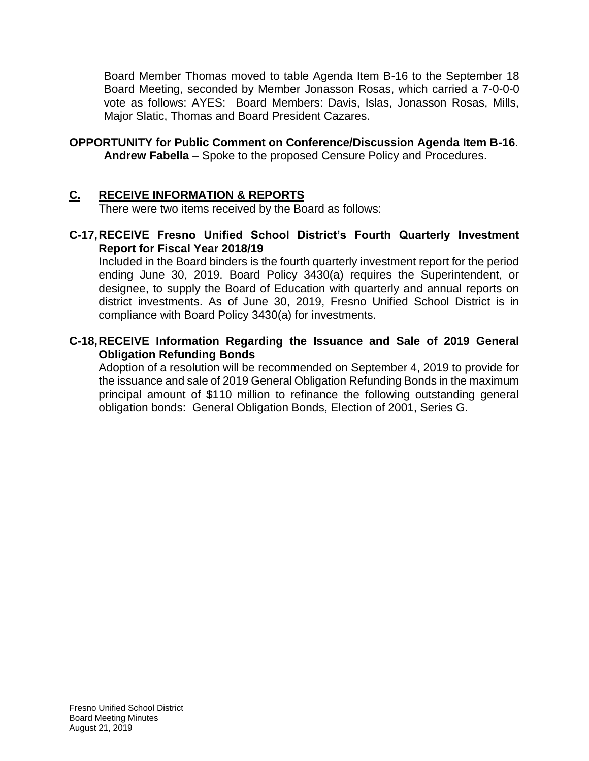Board Member Thomas moved to table Agenda Item B-16 to the September 18 Board Meeting, seconded by Member Jonasson Rosas, which carried a 7-0-0-0 vote as follows: AYES: Board Members: Davis, Islas, Jonasson Rosas, Mills, Major Slatic, Thomas and Board President Cazares.

**OPPORTUNITY for Public Comment on Conference/Discussion Agenda Item B-16**.
**Andrew Fabella** – Spoke to the proposed Censure Policy and Procedures.

## C. RECEIVE INFORMATION & REPORTS

There were two items received by the Board as follows:

**C-17, RECEIVE Fresno Unified School District's Fourth Quarterly Investment Report for Fiscal Year 2018/19**

Included in the Board binders is the fourth quarterly investment report for the period ending June 30, 2019. Board Policy 3430(a) requires the Superintendent, or designee, to supply the Board of Education with quarterly and annual reports on district investments. As of June 30, 2019, Fresno Unified School District is in compliance with Board Policy 3430(a) for investments.

**C-18, RECEIVE Information Regarding the Issuance and Sale of 2019 General Obligation Refunding Bonds**

Adoption of a resolution will be recommended on September 4, 2019 to provide for the issuance and sale of 2019 General Obligation Refunding Bonds in the maximum principal amount of $110 million to refinance the following outstanding general obligation bonds: General Obligation Bonds, Election of 2001, Series G.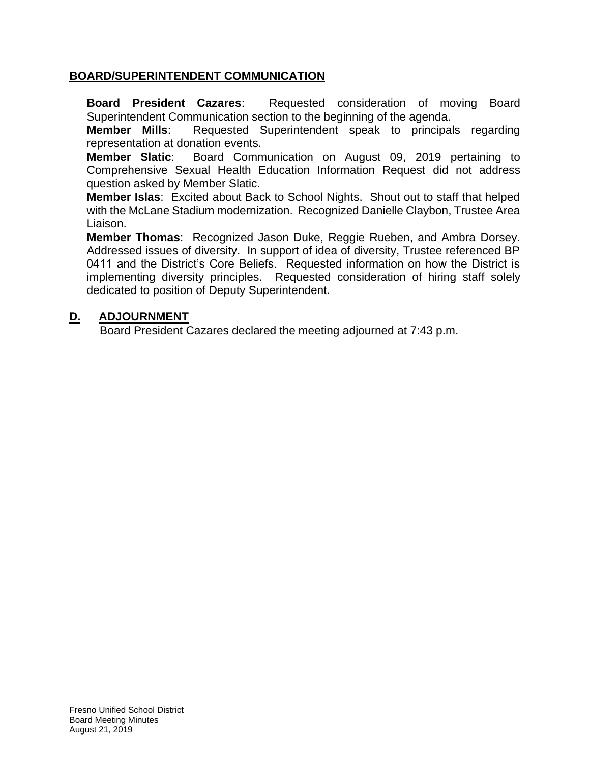**BOARD/SUPERINTENDENT COMMUNICATION**

**Board President Cazares**: Requested consideration of moving Board Superintendent Communication section to the beginning of the agenda.
**Member Mills**: Requested Superintendent speak to principals regarding representation at donation events.
**Member Slatic**: Board Communication on August 09, 2019 pertaining to Comprehensive Sexual Health Education Information Request did not address question asked by Member Slatic.
**Member Islas**: Excited about Back to School Nights. Shout out to staff that helped with the McLane Stadium modernization. Recognized Danielle Claybon, Trustee Area Liaison.
**Member Thomas**: Recognized Jason Duke, Reggie Rueben, and Ambra Dorsey. Addressed issues of diversity. In support of idea of diversity, Trustee referenced BP 0411 and the District's Core Beliefs. Requested information on how the District is implementing diversity principles. Requested consideration of hiring staff solely dedicated to position of Deputy Superintendent.

## D. ADJOURNMENT

Board President Cazares declared the meeting adjourned at 7:43 p.m.